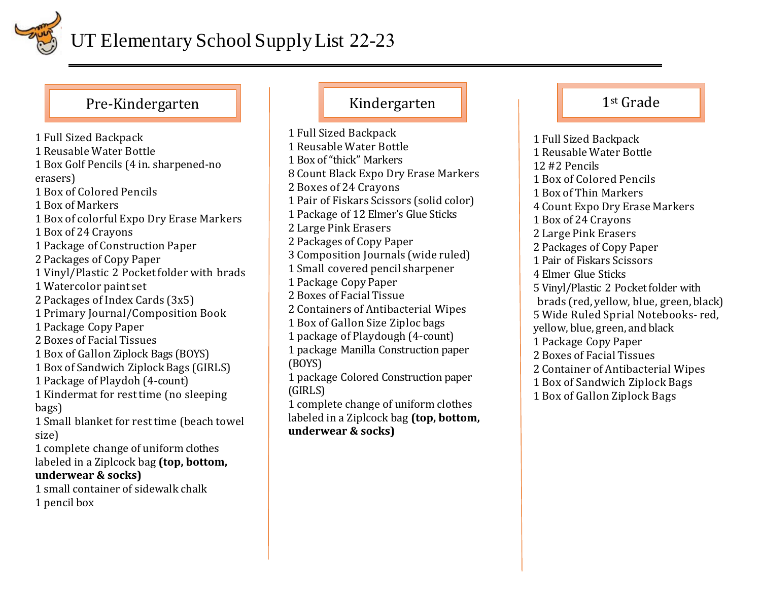# UT Elementary School Supply List 22-23

## Pre-Kindergarten

1 Full Sized Backpack
1 Reusable Water Bottle
1 Box Golf Pencils (4 in. sharpened-no erasers)
1 Box of Colored Pencils
1 Box of Markers
1 Box of colorful Expo Dry Erase Markers
1 Box of 24 Crayons
1 Package of Construction Paper
2 Packages of Copy Paper
1 Vinyl/Plastic 2 Pocket folder with brads
1 Watercolor paint set
2 Packages of Index Cards (3x5)
1 Primary Journal/Composition Book
1 Package Copy Paper
2 Boxes of Facial Tissues
1 Box of Gallon Ziplock Bags (BOYS)
1 Box of Sandwich Ziplock Bags (GIRLS)
1 Package of Playdoh (4-count)
1 Kindermat for rest time (no sleeping bags)
1 Small blanket for rest time (beach towel size)
1 complete change of uniform clothes labeled in a Ziplcock bag **(top, bottom, underwear & socks)**
1 small container of sidewalk chalk
1 pencil box

## Kindergarten

1 Full Sized Backpack
1 Reusable Water Bottle
1 Box of "thick" Markers
8 Count Black Expo Dry Erase Markers
2 Boxes of 24 Crayons
1 Pair of Fiskars Scissors (solid color)
1 Package of 12 Elmer's Glue Sticks
2 Large Pink Erasers
2 Packages of Copy Paper
3 Composition Journals (wide ruled)
1 Small covered pencil sharpener
1 Package Copy Paper
2 Boxes of Facial Tissue
2 Containers of Antibacterial Wipes
1 Box of Gallon Size Ziploc bags
1 package of Playdough (4-count)
1 package Manilla Construction paper (BOYS)
1 package Colored Construction paper (GIRLS)
1 complete change of uniform clothes labeled in a Ziplcock bag **(top, bottom, underwear & socks)**

## 1st Grade

1 Full Sized Backpack
1 Reusable Water Bottle
12 #2 Pencils
1 Box of Colored Pencils
1 Box of Thin Markers
4 Count Expo Dry Erase Markers
1 Box of 24 Crayons
2 Large Pink Erasers
2 Packages of Copy Paper
1 Pair of Fiskars Scissors
4 Elmer Glue Sticks
5 Vinyl/Plastic 2 Pocket folder with brads (red, yellow, blue, green, black)
5 Wide Ruled Sprial Notebooks- red, yellow, blue, green, and black
1 Package Copy Paper
2 Boxes of Facial Tissues
2 Container of Antibacterial Wipes
1 Box of Sandwich Ziplock Bags
1 Box of Gallon Ziplock Bags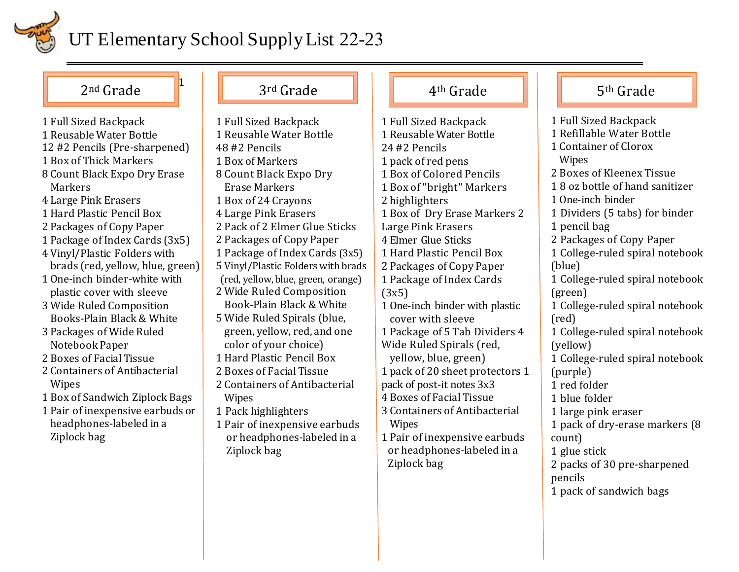# UT Elementary School Supply List 22-23

## 2nd Grade

1 Full Sized Backpack
1 Reusable Water Bottle
12 #2 Pencils (Pre-sharpened)
1 Box of Thick Markers
8 Count Black Expo Dry Erase Markers
4 Large Pink Erasers
1 Hard Plastic Pencil Box
2 Packages of Copy Paper
1 Package of Index Cards (3x5)
4 Vinyl/Plastic Folders with brads (red, yellow, blue, green)
1 One-inch binder-white with plastic cover with sleeve
3 Wide Ruled Composition Books-Plain Black & White
3 Packages of Wide Ruled Notebook Paper
2 Boxes of Facial Tissue
2 Containers of Antibacterial Wipes
1 Box of Sandwich Ziplock Bags
1 Pair of inexpensive earbuds or headphones-labeled in a Ziplock bag

## 3rd Grade

1 Full Sized Backpack
1 Reusable Water Bottle
48 #2 Pencils
1 Box of Markers
8 Count Black Expo Dry Erase Markers
1 Box of 24 Crayons
4 Large Pink Erasers
2 Pack of 2 Elmer Glue Sticks
2 Packages of Copy Paper
1 Package of Index Cards (3x5)
5 Vinyl/Plastic Folders with brads (red, yellow, blue, green, orange)
2 Wide Ruled Composition Book-Plain Black & White
5 Wide Ruled Spirals (blue, green, yellow, red, and one color of your choice)
1 Hard Plastic Pencil Box
2 Boxes of Facial Tissue
2 Containers of Antibacterial Wipes
1 Pack highlighters
1 Pair of inexpensive earbuds or headphones-labeled in a Ziplock bag

## 4th Grade

1 Full Sized Backpack
1 Reusable Water Bottle
24 #2 Pencils
1 pack of red pens
1 Box of Colored Pencils
1 Box of "bright" Markers
2 highlighters
1 Box of Dry Erase Markers 2 Large Pink Erasers
4 Elmer Glue Sticks
1 Hard Plastic Pencil Box
2 Packages of Copy Paper
1 Package of Index Cards (3x5)
1 One-inch binder with plastic cover with sleeve
1 Package of 5 Tab Dividers 4 Wide Ruled Spirals (red, yellow, blue, green)
1 pack of 20 sheet protectors 1 pack of post-it notes 3x3
4 Boxes of Facial Tissue
3 Containers of Antibacterial Wipes
1 Pair of inexpensive earbuds or headphones-labeled in a Ziplock bag

## 5th Grade

1 Full Sized Backpack
1 Refillable Water Bottle
1 Container of Clorox Wipes
2 Boxes of Kleenex Tissue
1 8 oz bottle of hand sanitizer
1 One-inch binder
1 Dividers (5 tabs) for binder
1 pencil bag
2 Packages of Copy Paper
1 College-ruled spiral notebook (blue)
1 College-ruled spiral notebook (green)
1 College-ruled spiral notebook (red)
1 College-ruled spiral notebook (yellow)
1 College-ruled spiral notebook (purple)
1 red folder
1 blue folder
1 large pink eraser
1 pack of dry-erase markers (8 count)
1 glue stick
2 packs of 30 pre-sharpened pencils
1 pack of sandwich bags